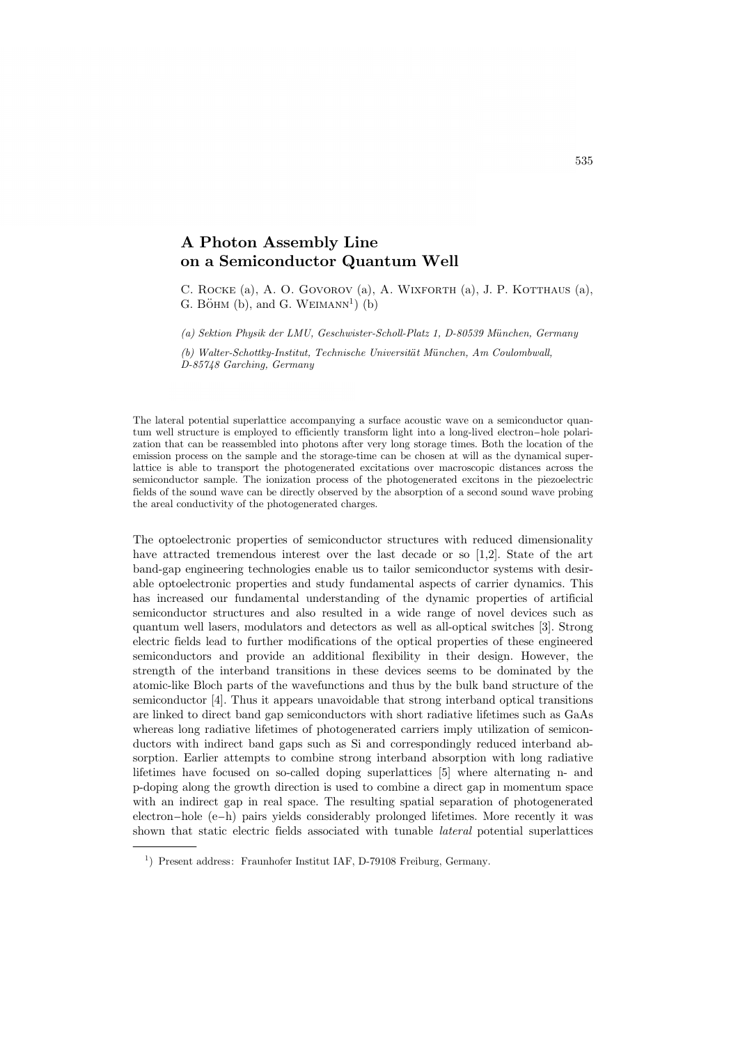# A Photon Assembly Line on a Semiconductor Quantum Well

C. Rocke (a), A. O. Govorov (a), A. Wixforth (a), J. P. Kotthaus (a), G. Böhm (b), and G. Weimann[1]) (b)

*(a) Sektion Physik der LMU, Geschwister-Scholl-Platz 1, D-80539 München, Germany*

*(b) Walter-Schottky-Institut, Technische Universität München, Am Coulombwall, D-85748 Garching, Germany*

The lateral potential superlattice accompanying a surface acoustic wave on a semiconductor quantum well structure is employed to efficiently transform light into a long-lived electron–hole polarization that can be reassembled into photons after very long storage times. Both the location of the emission process on the sample and the storage-time can be chosen at will as the dynamical superlattice is able to transport the photogenerated excitations over macroscopic distances across the semiconductor sample. The ionization process of the photogenerated excitons in the piezoelectric fields of the sound wave can be directly observed by the absorption of a second sound wave probing the areal conductivity of the photogenerated charges.

The optoelectronic properties of semiconductor structures with reduced dimensionality have attracted tremendous interest over the last decade or so [1,2]. State of the art band-gap engineering technologies enable us to tailor semiconductor systems with desirable optoelectronic properties and study fundamental aspects of carrier dynamics. This has increased our fundamental understanding of the dynamic properties of artificial semiconductor structures and also resulted in a wide range of novel devices such as quantum well lasers, modulators and detectors as well as all-optical switches [3]. Strong electric fields lead to further modifications of the optical properties of these engineered semiconductors and provide an additional flexibility in their design. However, the strength of the interband transitions in these devices seems to be dominated by the atomic-like Bloch parts of the wavefunctions and thus by the bulk band structure of the semiconductor [4]. Thus it appears unavoidable that strong interband optical transitions are linked to direct band gap semiconductors with short radiative lifetimes such as GaAs whereas long radiative lifetimes of photogenerated carriers imply utilization of semiconductors with indirect band gaps such as Si and correspondingly reduced interband absorption. Earlier attempts to combine strong interband absorption with long radiative lifetimes have focused on so-called doping superlattices [5] where alternating n- and p-doping along the growth direction is used to combine a direct gap in momentum space with an indirect gap in real space. The resulting spatial separation of photogenerated electron–hole (e–h) pairs yields considerably prolonged lifetimes. More recently it was shown that static electric fields associated with tunable *lateral* potential superlattices

[1]) Present address: Fraunhofer Institut IAF, D-79108 Freiburg, Germany.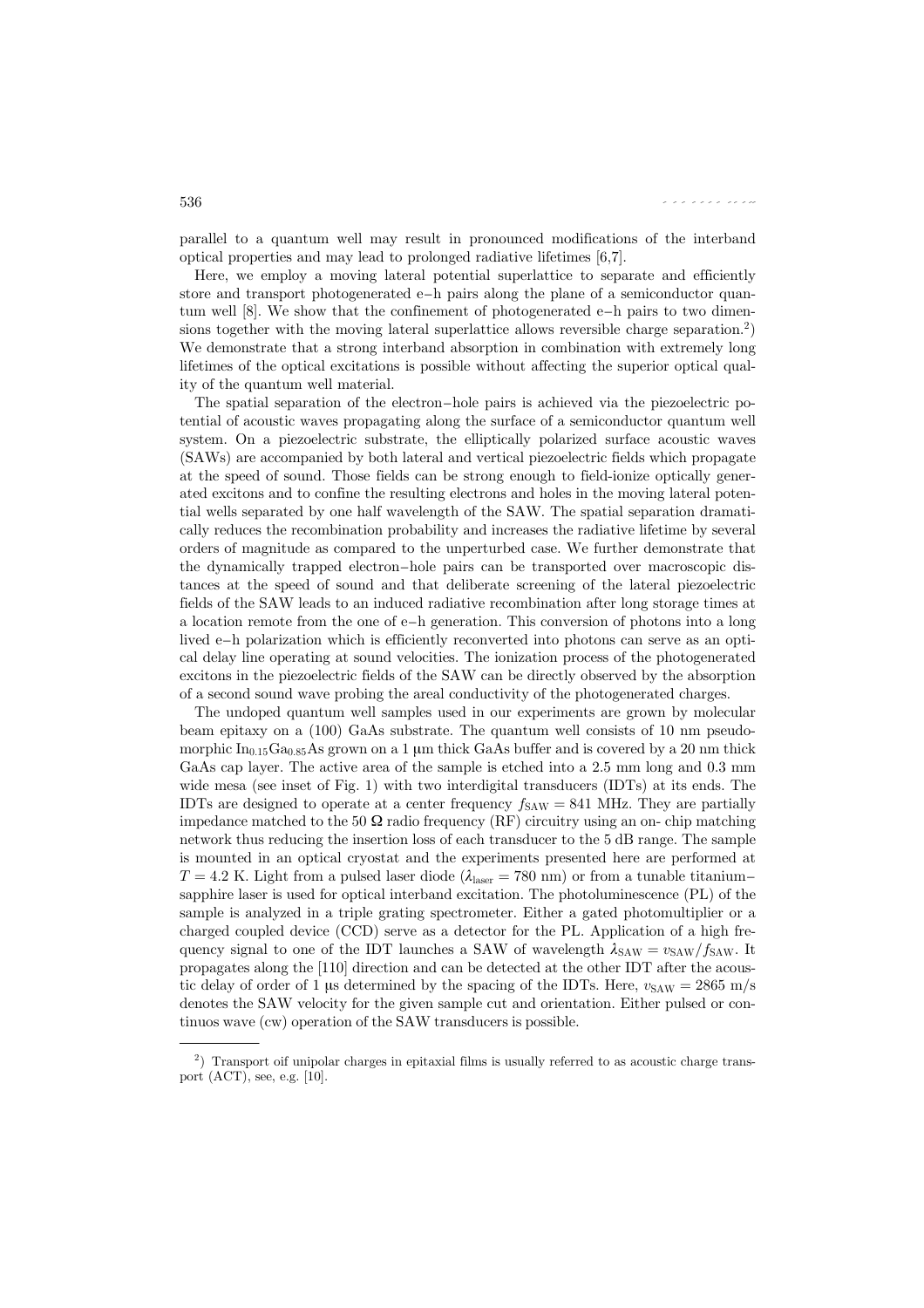parallel to a quantum well may result in pronounced modifications of the interband optical properties and may lead to prolonged radiative lifetimes [6,7].

Here, we employ a moving lateral potential superlattice to separate and efficiently store and transport photogenerated e–h pairs along the plane of a semiconductor quantum well [8]. We show that the confinement of photogenerated e–h pairs to two dimensions together with the moving lateral superlattice allows reversible charge separation.[2]) We demonstrate that a strong interband absorption in combination with extremely long lifetimes of the optical excitations is possible without affecting the superior optical quality of the quantum well material.

The spatial separation of the electron–hole pairs is achieved via the piezoelectric potential of acoustic waves propagating along the surface of a semiconductor quantum well system. On a piezoelectric substrate, the elliptically polarized surface acoustic waves (SAWs) are accompanied by both lateral and vertical piezoelectric fields which propagate at the speed of sound. Those fields can be strong enough to field-ionize optically generated excitons and to confine the resulting electrons and holes in the moving lateral potential wells separated by one half wavelength of the SAW. The spatial separation dramatically reduces the recombination probability and increases the radiative lifetime by several orders of magnitude as compared to the unperturbed case. We further demonstrate that the dynamically trapped electron–hole pairs can be transported over macroscopic distances at the speed of sound and that deliberate screening of the lateral piezoelectric fields of the SAW leads to an induced radiative recombination after long storage times at a location remote from the one of e–h generation. This conversion of photons into a long lived e–h polarization which is efficiently reconverted into photons can serve as an optical delay line operating at sound velocities. The ionization process of the photogenerated excitons in the piezoelectric fields of the SAW can be directly observed by the absorption of a second sound wave probing the areal conductivity of the photogenerated charges.

The undoped quantum well samples used in our experiments are grown by molecular beam epitaxy on a (100) GaAs substrate. The quantum well consists of 10 nm pseudomorphic $In_{0.15}Ga_{0.85}As$ grown on a 1 μm thick GaAs buffer and is covered by a 20 nm thick GaAs cap layer. The active area of the sample is etched into a 2.5 mm long and 0.3 mm wide mesa (see inset of Fig. 1) with two interdigital transducers (IDTs) at its ends. The IDTs are designed to operate at a center frequency $f_{\mathrm{SAW}} = 841$ MHz. They are partially impedance matched to the 50 Ω radio frequency (RF) circuitry using an on- chip matching network thus reducing the insertion loss of each transducer to the 5 dB range. The sample is mounted in an optical cryostat and the experiments presented here are performed at $T = 4.2$ K. Light from a pulsed laser diode ($\lambda_{\mathrm{laser}} = 780$ nm) or from a tunable titanium–sapphire laser is used for optical interband excitation. The photoluminescence (PL) of the sample is analyzed in a triple grating spectrometer. Either a gated photomultiplier or a charged coupled device (CCD) serve as a detector for the PL. Application of a high frequency signal to one of the IDT launches a SAW of wavelength $\lambda_{\mathrm{SAW}} = v_{\mathrm{SAW}}/f_{\mathrm{SAW}}$. It propagates along the [110] direction and can be detected at the other IDT after the acoustic delay of order of 1 μs determined by the spacing of the IDTs. Here, $v_{\mathrm{SAW}} = 2865$ m/s denotes the SAW velocity for the given sample cut and orientation. Either pulsed or continuos wave (cw) operation of the SAW transducers is possible.

---

[2]) Transport oif unipolar charges in epitaxial films is usually referred to as acoustic charge transport (ACT), see, e.g. [10].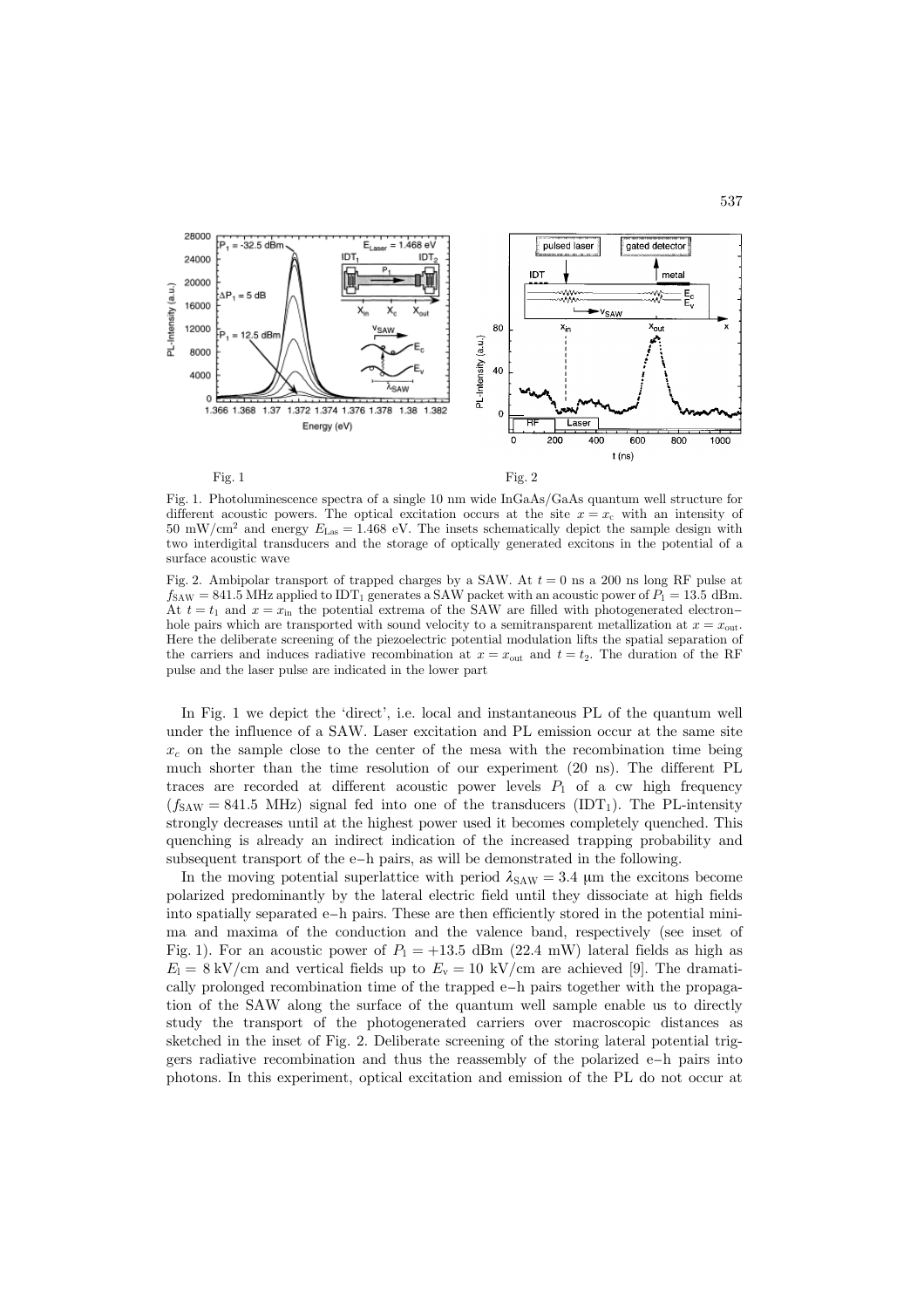Fig. 1

Fig. 2

Fig. 1. Photoluminescence spectra of a single 10 nm wide InGaAs/GaAs quantum well structure for different acoustic powers. The optical excitation occurs at the site $x = x_c$ with an intensity of 50 mW/cm$^2$ and energy $E_{Las} = 1.468$ eV. The insets schematically depict the sample design with two interdigital transducers and the storage of optically generated excitons in the potential of a surface acoustic wave

Fig. 2. Ambipolar transport of trapped charges by a SAW. At $t = 0$ ns a 200 ns long RF pulse at $f_{SAW} = 841.5$ MHz applied to IDT$_1$ generates a SAW packet with an acoustic power of $P_1 = 13.5$ dBm. At $t = t_1$ and $x = x_{in}$ the potential extrema of the SAW are filled with photogenerated electron–hole pairs which are transported with sound velocity to a semitransparent metallization at $x = x_{out}$. Here the deliberate screening of the piezoelectric potential modulation lifts the spatial separation of the carriers and induces radiative recombination at $x = x_{out}$ and $t = t_2$. The duration of the RF pulse and the laser pulse are indicated in the lower part

In Fig. 1 we depict the 'direct', i.e. local and instantaneous PL of the quantum well under the influence of a SAW. Laser excitation and PL emission occur at the same site $x_c$ on the sample close to the center of the mesa with the recombination time being much shorter than the time resolution of our experiment (20 ns). The different PL traces are recorded at different acoustic power levels $P_1$ of a cw high frequency ($f_{SAW} = 841.5$ MHz) signal fed into one of the transducers (IDT$_1$). The PL-intensity strongly decreases until at the highest power used it becomes completely quenched. This quenching is already an indirect indication of the increased trapping probability and subsequent transport of the e–h pairs, as will be demonstrated in the following.

In the moving potential superlattice with period $\lambda_{SAW} = 3.4$ μm the excitons become polarized predominantly by the lateral electric field until they dissociate at high fields into spatially separated e–h pairs. These are then efficiently stored in the potential minima and maxima of the conduction and the valence band, respectively (see inset of Fig. 1). For an acoustic power of $P_1 = +13.5$ dBm (22.4 mW) lateral fields as high as $E_l = 8$ kV/cm and vertical fields up to $E_v = 10$ kV/cm are achieved [9]. The dramatically prolonged recombination time of the trapped e–h pairs together with the propagation of the SAW along the surface of the quantum well sample enable us to directly study the transport of the photogenerated carriers over macroscopic distances as sketched in the inset of Fig. 2. Deliberate screening of the storing lateral potential triggers radiative recombination and thus the reassembly of the polarized e–h pairs into photons. In this experiment, optical excitation and emission of the PL do not occur at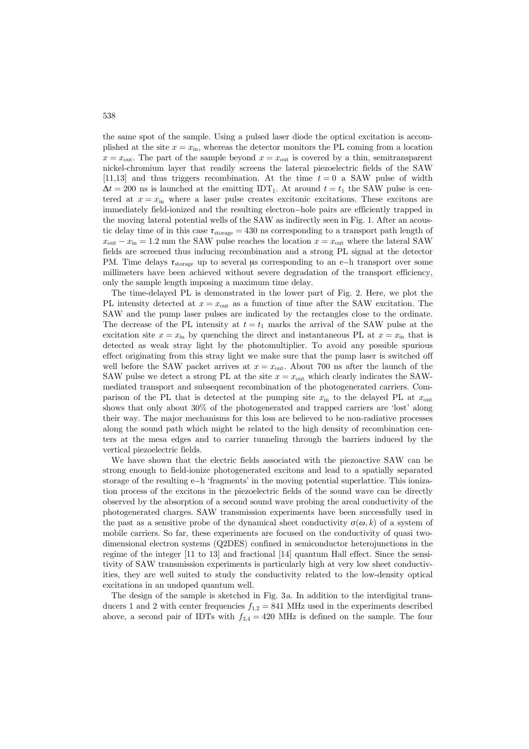the same spot of the sample. Using a pulsed laser diode the optical excitation is accomplished at the site $x = x_{\text{in}}$, whereas the detector monitors the PL coming from a location $x = x_{\text{out}}$. The part of the sample beyond $x = x_{\text{out}}$ is covered by a thin, semitransparent nickel-chromium layer that readily screens the lateral piezoelectric fields of the SAW [11,13] and thus triggers recombination. At the time $t = 0$ a SAW pulse of width $\Delta t = 200$ ns is launched at the emitting IDT$_1$. At around $t = t_1$ the SAW pulse is centered at $x = x_{\text{in}}$ where a laser pulse creates excitonic excitations. These excitons are immediately field-ionized and the resulting electron–hole pairs are efficiently trapped in the moving lateral potential wells of the SAW as indirectly seen in Fig. 1. After an acoustic delay time of in this case $\tau_{\text{storage}} = 430$ ns corresponding to a transport path length of $x_{\text{out}} - x_{\text{in}} = 1.2$ mm the SAW pulse reaches the location $x = x_{\text{out}}$ where the lateral SAW fields are screened thus inducing recombination and a strong PL signal at the detector PM. Time delays $\tau_{\text{storage}}$ up to several μs corresponding to an e–h transport over some millimeters have been achieved without severe degradation of the transport efficiency, only the sample length imposing a maximum time delay.

The time-delayed PL is demonstrated in the lower part of Fig. 2. Here, we plot the PL intensity detected at $x = x_{\text{out}}$ as a function of time after the SAW excitation. The SAW and the pump laser pulses are indicated by the rectangles close to the ordinate. The decrease of the PL intensity at $t = t_1$ marks the arrival of the SAW pulse at the excitation site $x = x_{\text{in}}$ by quenching the direct and instantaneous PL at $x = x_{\text{in}}$ that is detected as weak stray light by the photomultiplier. To avoid any possible spurious effect originating from this stray light we make sure that the pump laser is switched off well before the SAW packet arrives at $x = x_{\text{out}}$. About 700 ns after the launch of the SAW pulse we detect a strong PL at the site $x = x_{\text{out}}$ which clearly indicates the SAW-mediated transport and subsequent recombination of the photogenerated carriers. Comparison of the PL that is detected at the pumping site $x_{\text{in}}$ to the delayed PL at $x_{\text{out}}$ shows that only about 30% of the photogenerated and trapped carriers are 'lost' along their way. The major mechanisms for this loss are believed to be non-radiative processes along the sound path which might be related to the high density of recombination centers at the mesa edges and to carrier tunneling through the barriers induced by the vertical piezoelectric fields.

We have shown that the electric fields associated with the piezoactive SAW can be strong enough to field-ionize photogenerated excitons and lead to a spatially separated storage of the resulting e–h 'fragments' in the moving potential superlattice. This ionization process of the excitons in the piezoelectric fields of the sound wave can be directly observed by the absorption of a second sound wave probing the areal conductivity of the photogenerated charges. SAW transmission experiments have been successfully used in the past as a sensitive probe of the dynamical sheet conductivity $\sigma(\omega, k)$ of a system of mobile carriers. So far, these experiments are focused on the conductivity of quasi two-dimensional electron systems (Q2DES) confined in semiconductor heterojunctions in the regime of the integer [11 to 13] and fractional [14] quantum Hall effect. Since the sensitivity of SAW transmission experiments is particularly high at very low sheet conductivities, they are well suited to study the conductivity related to the low-density optical excitations in an undoped quantum well.

The design of the sample is sketched in Fig. 3a. In addition to the interdigital transducers 1 and 2 with center frequencies $f_{1,2} = 841$ MHz used in the experiments described above, a second pair of IDTs with $f_{3,4} = 420$ MHz is defined on the sample. The four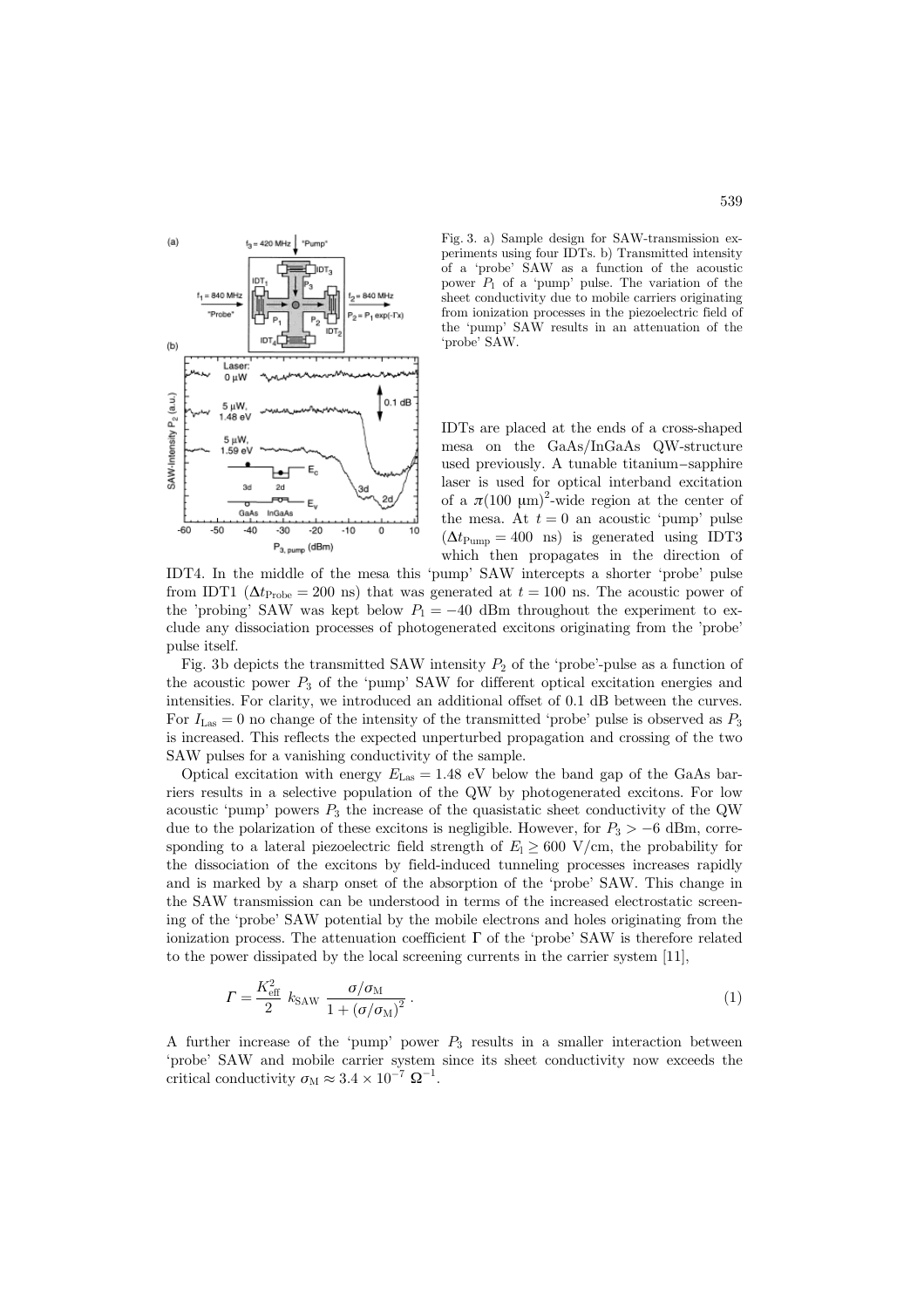Fig. 3. a) Sample design for SAW-transmission experiments using four IDTs. b) Transmitted intensity of a 'probe' SAW as a function of the acoustic power $P_1$ of a 'pump' pulse. The variation of the sheet conductivity due to mobile carriers originating from ionization processes in the piezoelectric field of the 'pump' SAW results in an attenuation of the 'probe' SAW.

IDTs are placed at the ends of a cross-shaped mesa on the GaAs/InGaAs QW-structure used previously. A tunable titanium–sapphire laser is used for optical interband excitation of a $\pi(100\ \mu\text{m})^2$-wide region at the center of the mesa. At $t = 0$ an acoustic 'pump' pulse ($\Delta t_{\text{Pump}} = 400$ ns) is generated using IDT3 which then propagates in the direction of IDT4. In the middle of the mesa this 'pump' SAW intercepts a shorter 'probe' pulse from IDT1 ($\Delta t_{\text{Probe}} = 200$ ns) that was generated at $t = 100$ ns. The acoustic power of the 'probing' SAW was kept below $P_1 = -40$ dBm throughout the experiment to exclude any dissociation processes of photogenerated excitons originating from the 'probe' pulse itself.

Fig. 3b depicts the transmitted SAW intensity $P_2$ of the 'probe'-pulse as a function of the acoustic power $P_3$ of the 'pump' SAW for different optical excitation energies and intensities. For clarity, we introduced an additional offset of 0.1 dB between the curves. For $I_{\text{Las}} = 0$ no change of the intensity of the transmitted 'probe' pulse is observed as $P_3$ is increased. This reflects the expected unperturbed propagation and crossing of the two SAW pulses for a vanishing conductivity of the sample.

Optical excitation with energy $E_{\text{Las}} = 1.48$ eV below the band gap of the GaAs barriers results in a selective population of the QW by photogenerated excitons. For low acoustic 'pump' powers $P_3$ the increase of the quasistatic sheet conductivity of the QW due to the polarization of these excitons is negligible. However, for $P_3 > -6$ dBm, corresponding to a lateral piezoelectric field strength of $E_l \geq 600$ V/cm, the probability for the dissociation of the excitons by field-induced tunneling processes increases rapidly and is marked by a sharp onset of the absorption of the 'probe' SAW. This change in the SAW transmission can be understood in terms of the increased electrostatic screening of the 'probe' SAW potential by the mobile electrons and holes originating from the ionization process. The attenuation coefficient $\Gamma$ of the 'probe' SAW is therefore related to the power dissipated by the local screening currents in the carrier system [11],

$$\Gamma = \frac{K_{\text{eff}}^2}{2}\ k_{\text{SAW}}\ \frac{\sigma/\sigma_{\text{M}}}{1 + (\sigma/\sigma_{\text{M}})^2}\,. \tag{1}$$

A further increase of the 'pump' power $P_3$ results in a smaller interaction between 'probe' SAW and mobile carrier system since its sheet conductivity now exceeds the critical conductivity $\sigma_{\text{M}} \approx 3.4 \times 10^{-7}\ \Omega^{-1}$.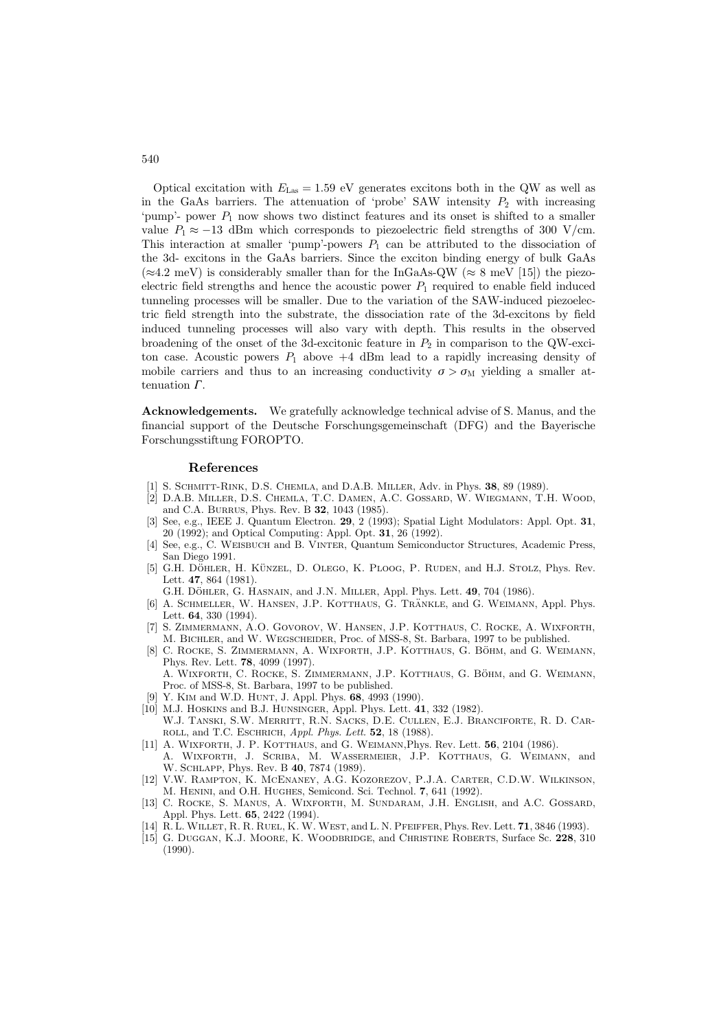Optical excitation with $E_{\mathrm{Las}} = 1.59$ eV generates excitons both in the QW as well as in the GaAs barriers. The attenuation of 'probe' SAW intensity $P_2$ with increasing 'pump'- power $P_1$ now shows two distinct features and its onset is shifted to a smaller value $P_1 \approx -13$ dBm which corresponds to piezoelectric field strengths of 300 V/cm. This interaction at smaller 'pump'-powers $P_1$ can be attributed to the dissociation of the 3d- excitons in the GaAs barriers. Since the exciton binding energy of bulk GaAs ($\approx$4.2 meV) is considerably smaller than for the InGaAs-QW ($\approx$ 8 meV [15]) the piezoelectric field strengths and hence the acoustic power $P_1$ required to enable field induced tunneling processes will be smaller. Due to the variation of the SAW-induced piezoelectric field strength into the substrate, the dissociation rate of the 3d-excitons by field induced tunneling processes will also vary with depth. This results in the observed broadening of the onset of the 3d-excitonic feature in $P_2$ in comparison to the QW-exciton case. Acoustic powers $P_1$ above +4 dBm lead to a rapidly increasing density of mobile carriers and thus to an increasing conductivity $\sigma > \sigma_{\mathrm{M}}$ yielding a smaller attenuation $\Gamma$.

**Acknowledgements.** We gratefully acknowledge technical advise of S. Manus, and the financial support of the Deutsche Forschungsgemeinschaft (DFG) and the Bayerische Forschungsstiftung FOROPTO.

## References

[1] S. Schmitt-Rink, D.S. Chemla, and D.A.B. Miller, Adv. in Phys. **38**, 89 (1989).

[2] D.A.B. Miller, D.S. Chemla, T.C. Damen, A.C. Gossard, W. Wiegmann, T.H. Wood, and C.A. Burrus, Phys. Rev. B **32**, 1043 (1985).

[3] See, e.g., IEEE J. Quantum Electron. **29**, 2 (1993); Spatial Light Modulators: Appl. Opt. **31**, 20 (1992); and Optical Computing: Appl. Opt. **31**, 26 (1992).

[4] See, e.g., C. Weisbuch and B. Vinter, Quantum Semiconductor Structures, Academic Press, San Diego 1991.

[5] G.H. Döhler, H. Künzel, D. Olego, K. Ploog, P. Ruden, and H.J. Stolz, Phys. Rev. Lett. **47**, 864 (1981).
G.H. Döhler, G. Hasnain, and J.N. Miller, Appl. Phys. Lett. **49**, 704 (1986).

[6] A. Schmeller, W. Hansen, J.P. Kotthaus, G. Tränkle, and G. Weimann, Appl. Phys. Lett. **64**, 330 (1994).

[7] S. Zimmermann, A.O. Govorov, W. Hansen, J.P. Kotthaus, C. Rocke, A. Wixforth, M. Bichler, and W. Wegscheider, Proc. of MSS-8, St. Barbara, 1997 to be published.

[8] C. Rocke, S. Zimmermann, A. Wixforth, J.P. Kotthaus, G. Böhm, and G. Weimann, Phys. Rev. Lett. **78**, 4099 (1997).
A. Wixforth, C. Rocke, S. Zimmermann, J.P. Kotthaus, G. Böhm, and G. Weimann, Proc. of MSS-8, St. Barbara, 1997 to be published.

[9] Y. Kim and W.D. Hunt, J. Appl. Phys. **68**, 4993 (1990).

[10] M.J. Hoskins and B.J. Hunsinger, Appl. Phys. Lett. **41**, 332 (1982).
W.J. Tanski, S.W. Merritt, R.N. Sacks, D.E. Cullen, E.J. Branciforte, R. D. Carroll, and T.C. Eschrich, *Appl. Phys. Lett.* **52**, 18 (1988).

[11] A. Wixforth, J. P. Kotthaus, and G. Weimann,Phys. Rev. Lett. **56**, 2104 (1986).
A. Wixforth, J. Scriba, M. Wassermeier, J.P. Kotthaus, G. Weimann, and W. Schlapp, Phys. Rev. B **40**, 7874 (1989).

[12] V.W. Rampton, K. McEnaney, A.G. Kozorezov, P.J.A. Carter, C.D.W. Wilkinson, M. Henini, and O.H. Hughes, Semicond. Sci. Technol. **7**, 641 (1992).

[13] C. Rocke, S. Manus, A. Wixforth, M. Sundaram, J.H. English, and A.C. Gossard, Appl. Phys. Lett. **65**, 2422 (1994).

[14] R. L. Willet, R. R. Ruel, K. W. West, and L. N. Pfeiffer, Phys. Rev. Lett. **71**, 3846 (1993).

[15] G. Duggan, K.J. Moore, K. Woodbridge, and Christine Roberts, Surface Sc. **228**, 310 (1990).